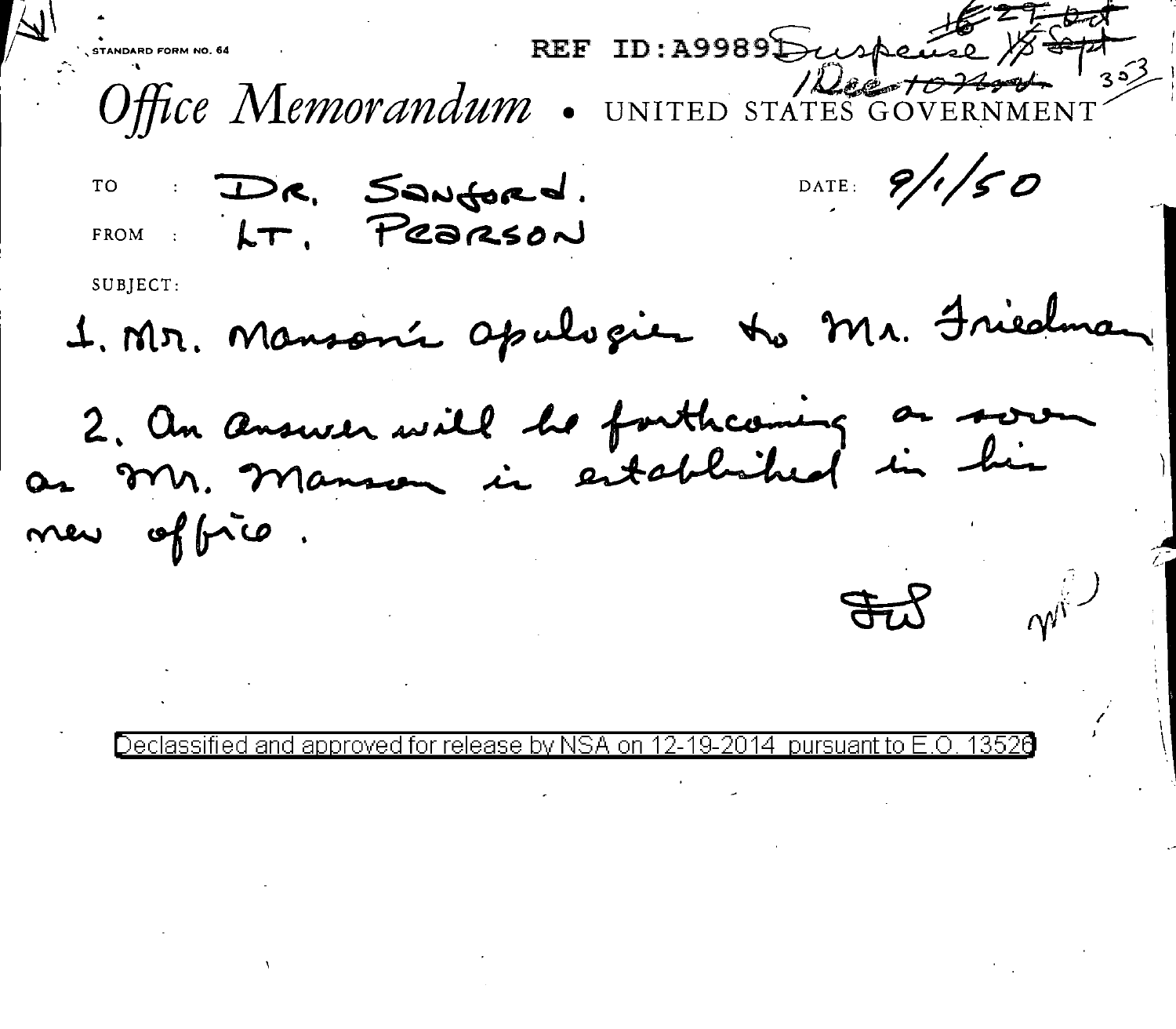STANDARD FORM NO. 64

REF ID:A99891 Suspense ~~16~~ 27 ~~Oct~~ ~~15 Sept~~ 1 Dec ~~10 Nov~~ 303

*Office Memorandum* • UNITED STATES GOVERNMENT

TO : Dr. Sanford.

FROM : Lt. Pearson

DATE: 9/1/50

SUBJECT:

1. Mr. Manson's apologies to Mr. Friedman

2. An answer will be forthcoming as soon as Mr. Manson is established in his new office.

FW

Declassified and approved for release by NSA on 12-19-2014 pursuant to E.O. 13526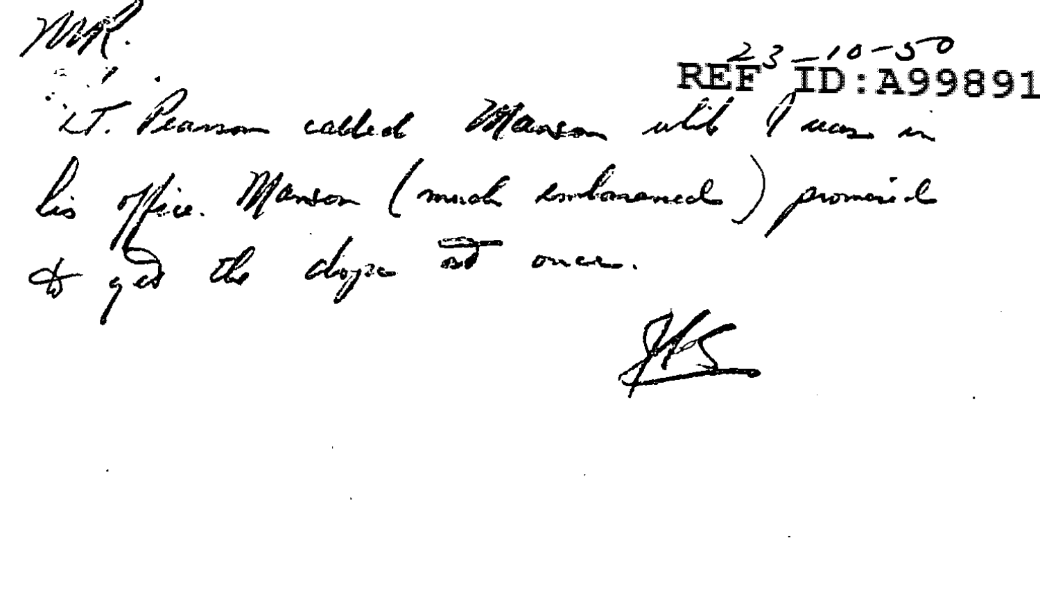MR.

23-10-50

REF ID:A99891

Lt. Pearson called Manson while I was in his office. Manson (much embarrassed) promised to get the dope at once.

JHS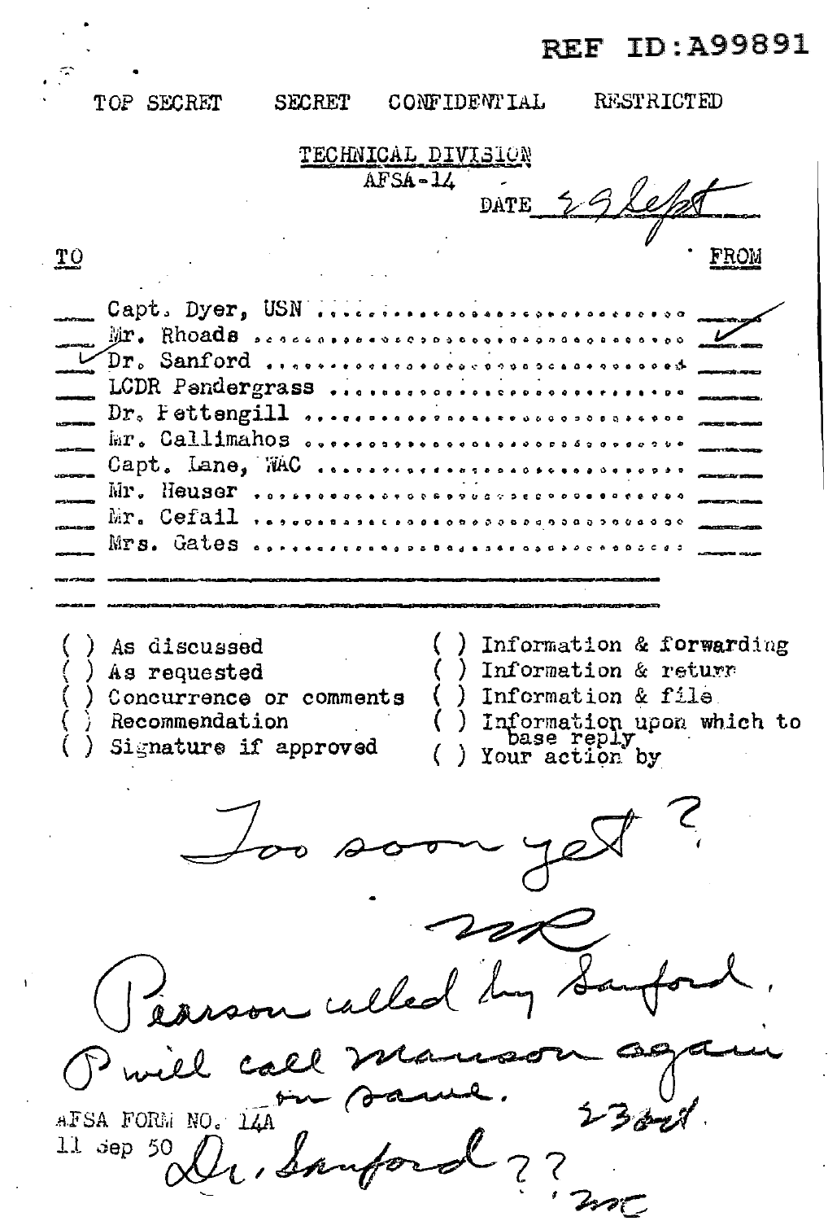REF ID:A99891

TOP SECRET  SECRET  CONFIDENTIAL  RESTRICTED

TECHNICAL DIVISION
AFSA-14

DATE 23 Sept

| TO | | FROM |
|---|---|---|
| | Capt. Dyer, USN | ✓ |
| | Mr. Rhoads | ✓ |
| ✓ | Dr. Sanford | |
| | LCDR Pendergrass | |
| | Dr. Pettengill | |
| | Mr. Callimahos | |
| | Capt. Lane, WAC | |
| | Mr. Heuser | |
| | Mr. Cefail | |
| | Mrs. Gates | |

( ) As discussed
( ) As requested
( ) Concurrence or comments
( ) Recommendation
( ) Signature if approved

( ) Information & forwarding
( ) Information & return
( ) Information & file
( ) Information upon which to base reply
( ) Your action by

Too soon yet?

MR

Pearson called by Sanford.
P will call Manson again on same.
23 Sept.

Dr. Sanford??

MR

AFSA FORM NO. 14A
11 Sep 50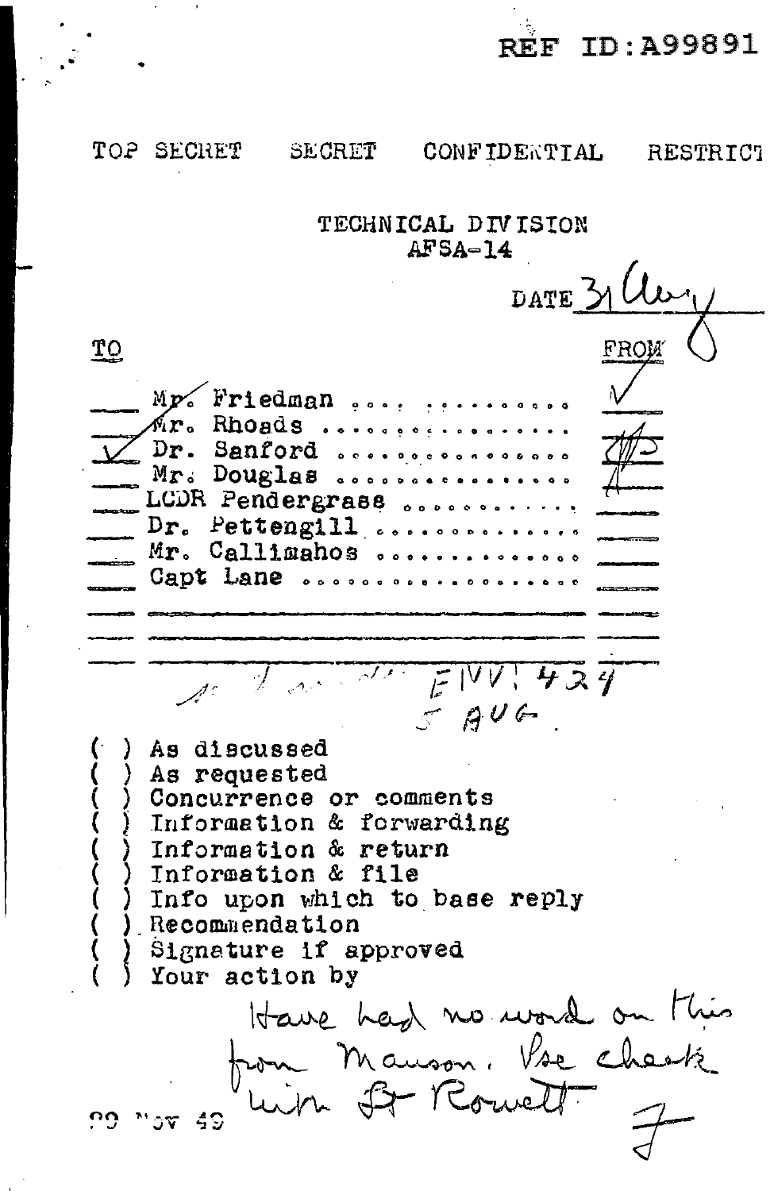REF ID:A99891

TOP SECRET SECRET CONFIDENTIAL RESTRICT

TECHNICAL DIVISION
AFSA-14

DATE 31 Aug

| | TO | FROM |
|---|---|---|
| | Mr. Friedman | ✓ |
| | Mr. Rhoads | |
| ✓ | Dr. Sanford | |
| | Mr. Douglas | |
| | LCDR Pendergrass | |
| | Dr. Pettengill | |
| | Mr. Callimahos | |
| | Capt Lane | |
| | | |
| | | |
| | | |

ENV 424
5 AUG.

( ) As discussed
( ) As requested
( ) Concurrence or comments
( ) Information & forwarding
( ) Information & return
( ) Information & file
( ) Info upon which to base reply
( ) Recommendation
( ) Signature if approved
( ) Your action by

Have had no word on this from Manson. Pse check with Lt Rowett
F

29 Nov 49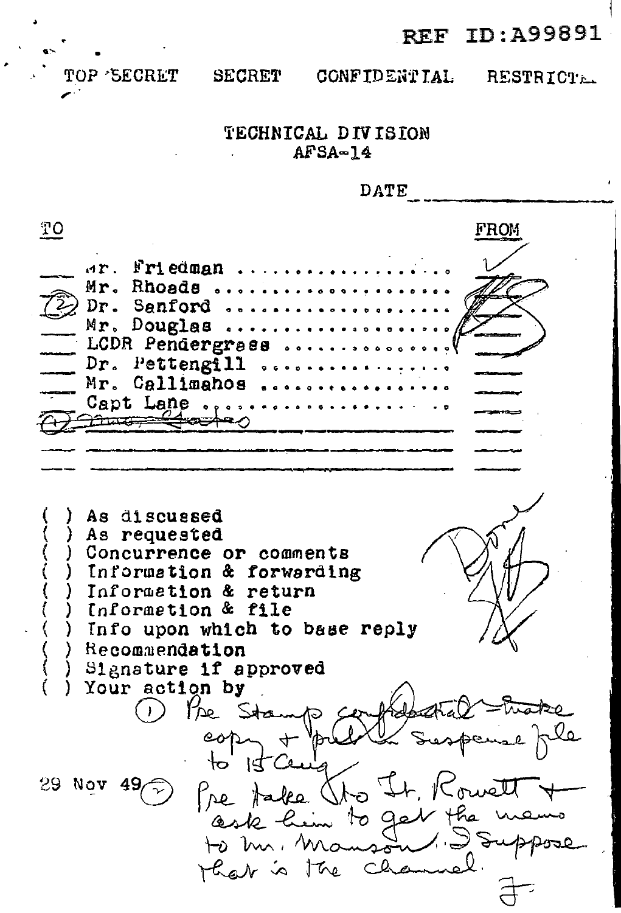REF ID:A99891

TOP SECRET    SECRET    CONFIDENTIAL    RESTRICTED

TECHNICAL DIVISION
AFSA-14

DATE ______________

| | TO | FROM |
|---|---|---|
| | Mr. Friedman | ✓ |
| | Mr. Rhoads | |
| (2) | Dr. Sanford | |
| | Mr. Douglas | |
| | LCDR Pendergrass | |
| | Dr. Pettengill | |
| | Mr. Callimahos | |
| | Capt Lane | |
| (1) | ~~Mrs. Gates~~ | |

( ) As discussed
( ) As requested
( ) Concurrence or comments
( ) Information & forwarding
( ) Information & return
( ) Information & file
( ) Info upon which to base reply
( ) Recommendation
( ) Signature if approved
( ) Your action by

(1) Pse stamp confidential - make copy + put in suspense file to 15 Aug

29 Nov 49 (2) Pse take to Lt. Rowett + ask him to get the memo to Mr. Manson. I suppose that is the channel.

F.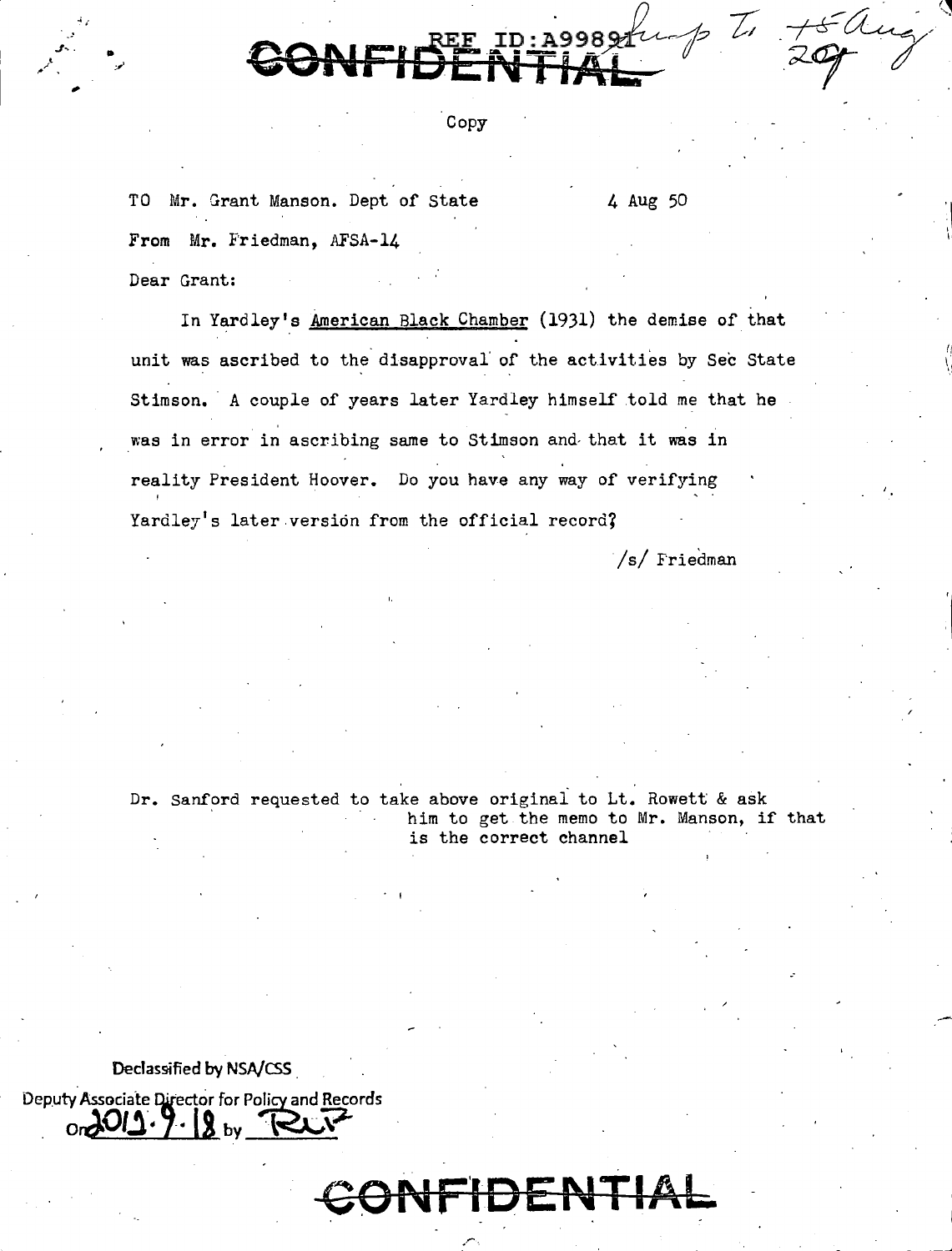CONFIDENTIAL

REF ID:A99891

Copy

TO Mr. Grant Manson. Dept of State 4 Aug 50

From Mr. Friedman, AFSA-14

Dear Grant:

In Yardley's American Black Chamber (1931) the demise of that unit was ascribed to the disapproval of the activities by Sec State Stimson. A couple of years later Yardley himself told me that he was in error in ascribing same to Stimson and that it was in reality President Hoover. Do you have any way of verifying Yardley's later version from the official record?

/s/ Friedman

Dr. Sanford requested to take above original to Lt. Rowett & ask him to get the memo to Mr. Manson, if that is the correct channel

Declassified by NSA/CSS Deputy Associate Director for Policy and Records On 2013.9.18 by RLP

CONFIDENTIAL